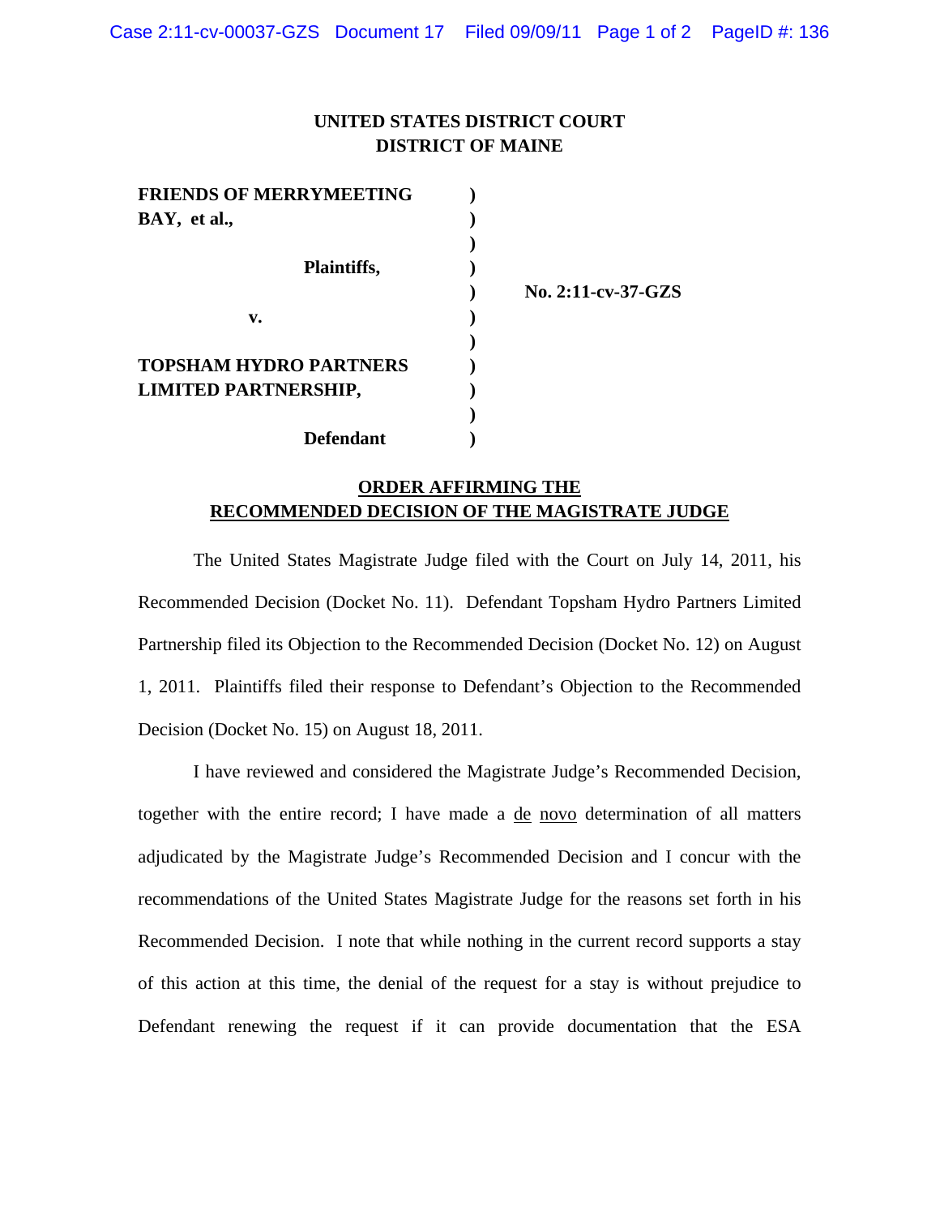**UNITED STATES DISTRICT COURT**
**DISTRICT OF MAINE**

| | | |
|---|---|---|
| **FRIENDS OF MERRYMEETING BAY, et al.,** | ) | |
| | ) | |
| **Plaintiffs,** | ) | |
| | ) | **No. 2:11-cv-37-GZS** |
| **v.** | ) | |
| | ) | |
| **TOPSHAM HYDRO PARTNERS LIMITED PARTNERSHIP,** | ) | |
| | ) | |
| **Defendant** | ) | |

**ORDER AFFIRMING THE RECOMMENDED DECISION OF THE MAGISTRATE JUDGE**

The United States Magistrate Judge filed with the Court on July 14, 2011, his Recommended Decision (Docket No. 11). Defendant Topsham Hydro Partners Limited Partnership filed its Objection to the Recommended Decision (Docket No. 12) on August 1, 2011. Plaintiffs filed their response to Defendant's Objection to the Recommended Decision (Docket No. 15) on August 18, 2011.

I have reviewed and considered the Magistrate Judge's Recommended Decision, together with the entire record; I have made a de novo determination of all matters adjudicated by the Magistrate Judge's Recommended Decision and I concur with the recommendations of the United States Magistrate Judge for the reasons set forth in his Recommended Decision. I note that while nothing in the current record supports a stay of this action at this time, the denial of the request for a stay is without prejudice to Defendant renewing the request if it can provide documentation that the ESA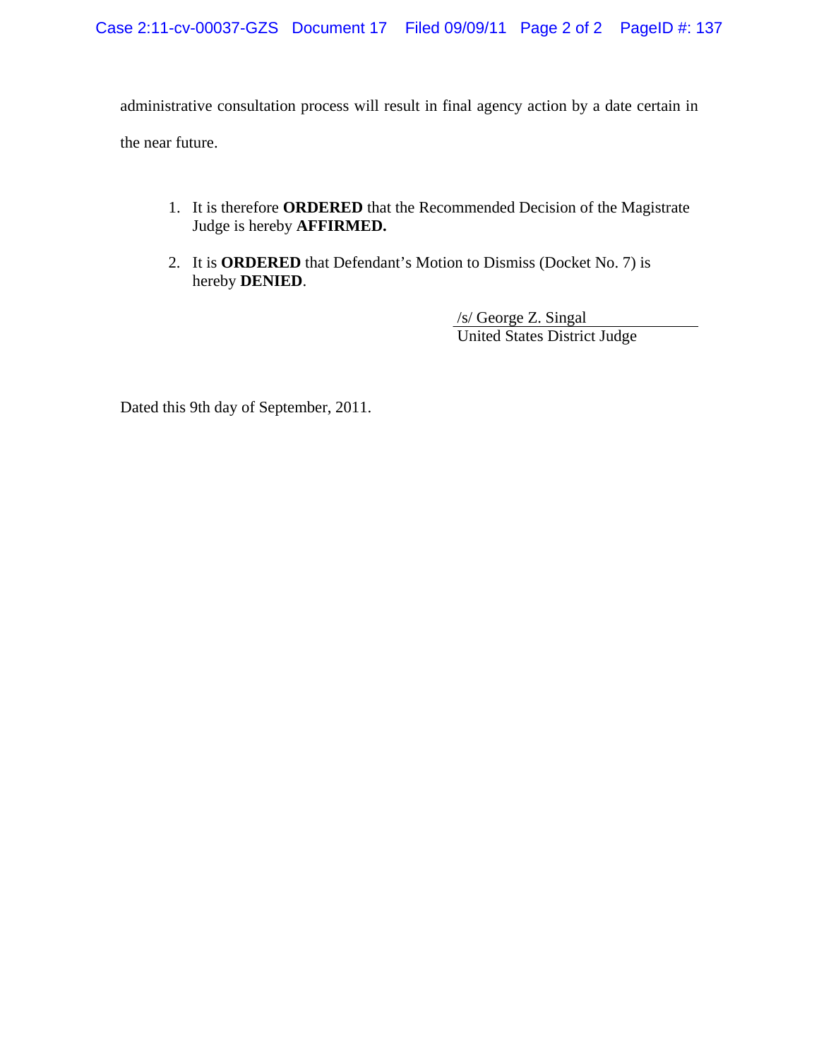administrative consultation process will result in final agency action by a date certain in the near future.

1. It is therefore **ORDERED** that the Recommended Decision of the Magistrate Judge is hereby **AFFIRMED.**

2. It is **ORDERED** that Defendant's Motion to Dismiss (Docket No. 7) is hereby **DENIED**.

/s/ George Z. Singal
United States District Judge

Dated this 9th day of September, 2011.